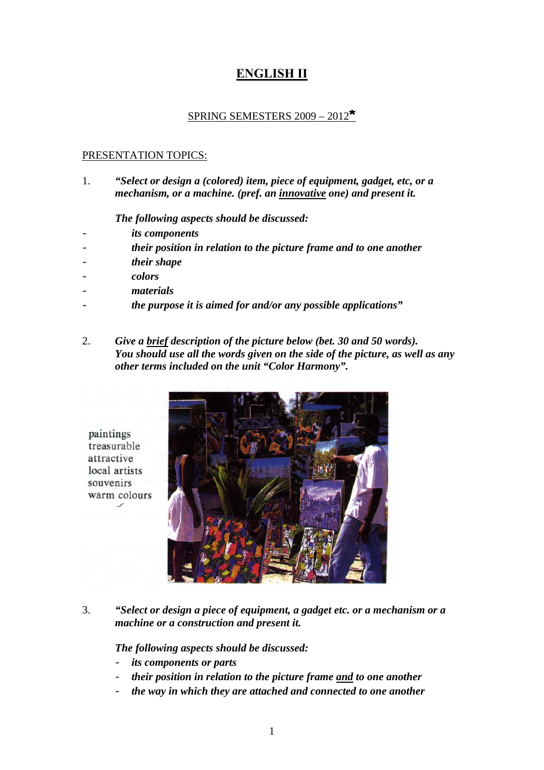# ENGLISH II

## SPRING SEMESTERS 2009 – 2012*

PRESENTATION TOPICS:

1. ***"Select or design a (colored) item, piece of equipment, gadget, etc, or a mechanism, or a machine. (pref. an innovative one) and present it.***

   ***The following aspects should be discussed:***

   - ***its components***
   - ***their position in relation to the picture frame and to one another***
   - ***their shape***
   - ***colors***
   - ***materials***
   - ***the purpose it is aimed for and/or any possible applications"***

2. ***Give a brief description of the picture below (bet. 30 and 50 words). You should use all the words given on the side of the picture, as well as any other terms included on the unit "Color Harmony".***

paintings
treasurable
attractive
local artists
souvenirs
warm colours

3. ***"Select or design a piece of equipment, a gadget etc. or a mechanism or a machine or a construction and present it.***

   ***The following aspects should be discussed:***

   - ***its components or parts***
   - ***their position in relation to the picture frame and to one another***
   - ***the way in which they are attached and connected to one another***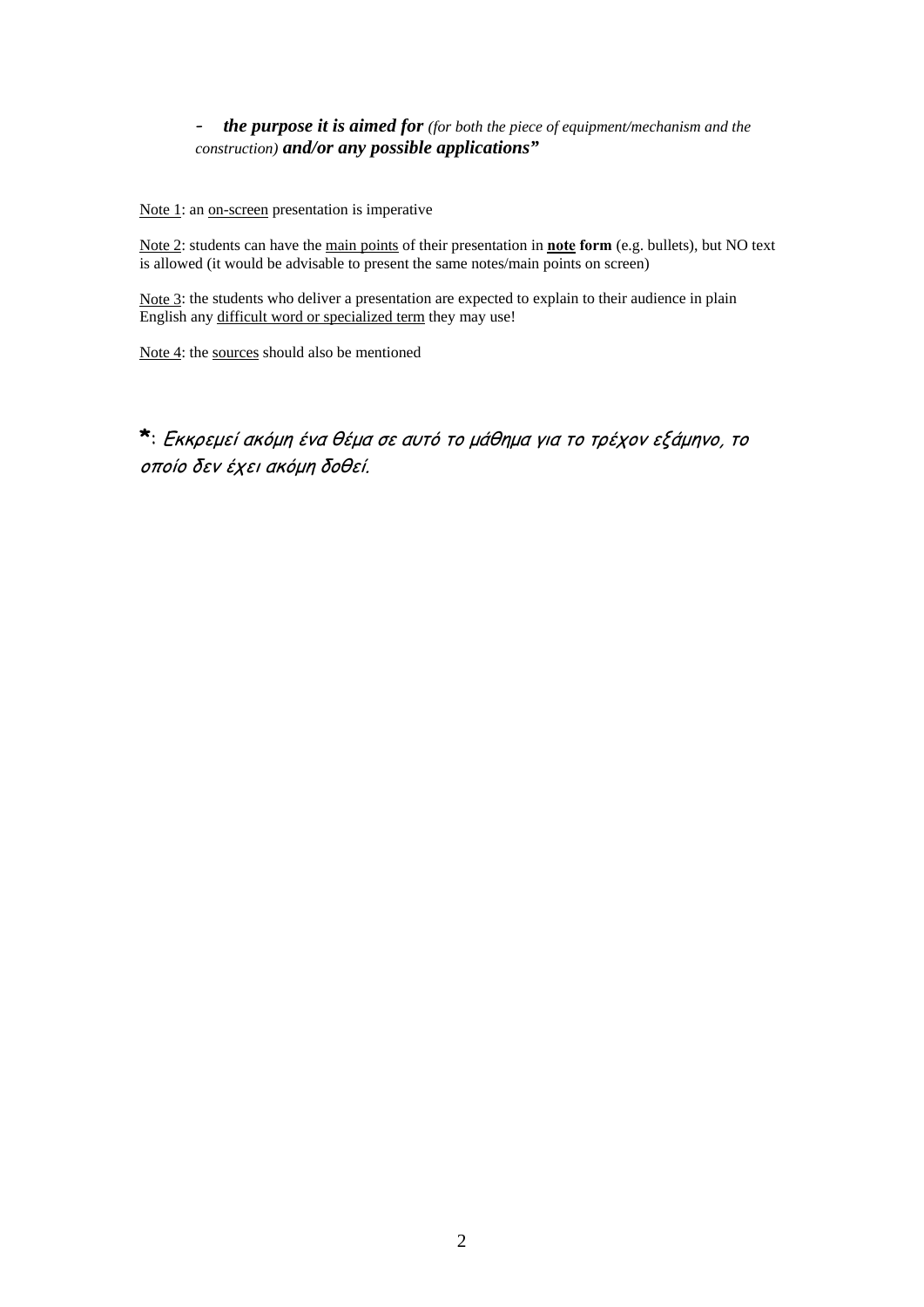- ***the purpose it is aimed for*** *(for both the piece of equipment/mechanism and the construction)* ***and/or any possible applications"***

Note 1: an on-screen presentation is imperative

Note 2: students can have the main points of their presentation in **note form** (e.g. bullets), but NO text is allowed (it would be advisable to present the same notes/main points on screen)

Note 3: the students who deliver a presentation are expected to explain to their audience in plain English any difficult word or specialized term they may use!

Note 4: the sources should also be mentioned

**\***: *Εκκρεμεί ακόμη ένα θέμα σε αυτό το μάθημα για το τρέχον εξάμηνο, το οποίο δεν έχει ακόμη δοθεί.*